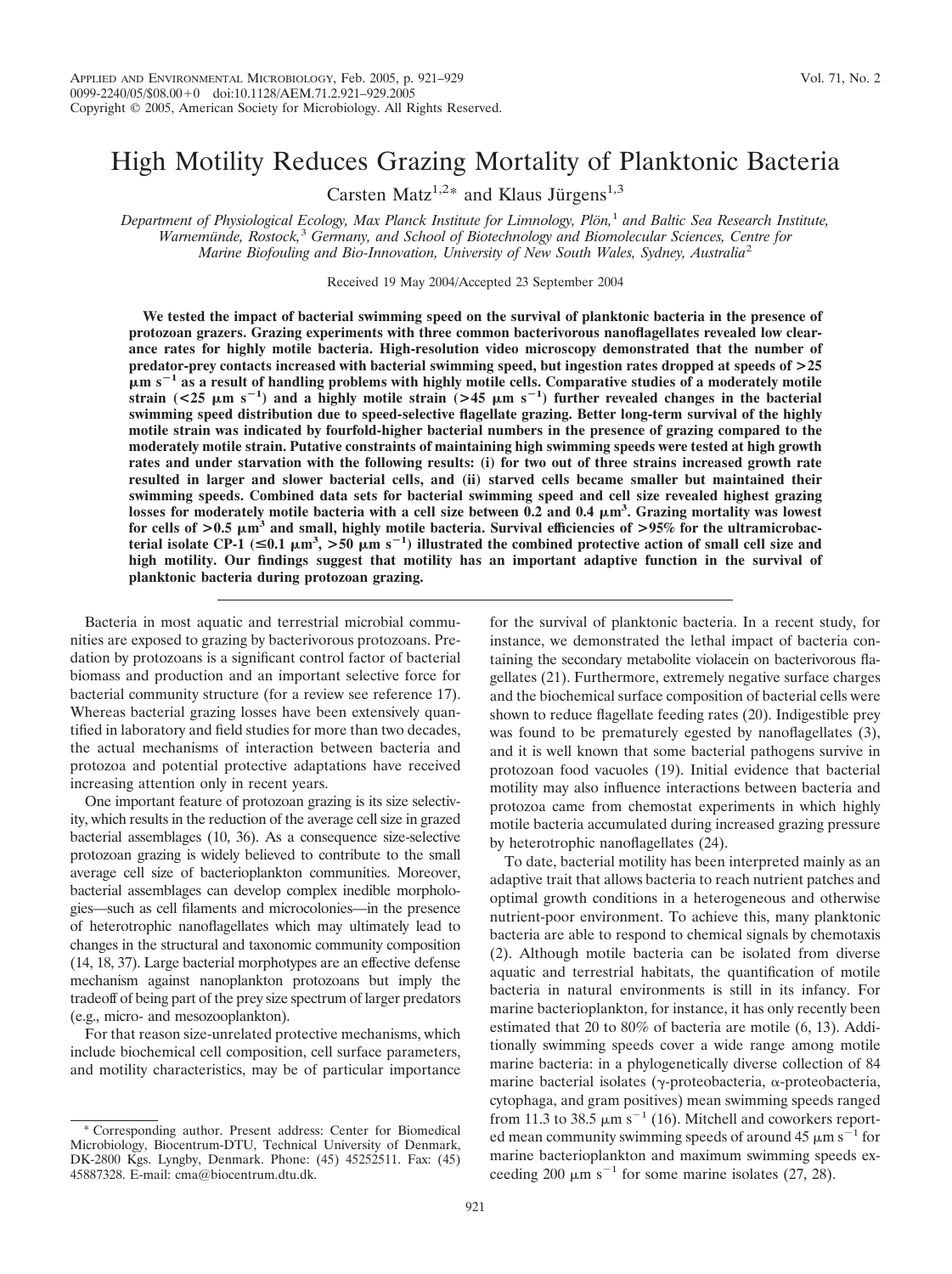# High Motility Reduces Grazing Mortality of Planktonic Bacteria

Carsten Matz[1,2]* and Klaus Jürgens[1,3]

*Department of Physiological Ecology, Max Planck Institute for Limnology, Plön,[1] and Baltic Sea Research Institute, Warnemünde, Rostock,[3] Germany, and School of Biotechnology and Biomolecular Sciences, Centre for Marine Biofouling and Bio-Innovation, University of New South Wales, Sydney, Australia[2]*

Received 19 May 2004/Accepted 23 September 2004

**We tested the impact of bacterial swimming speed on the survival of planktonic bacteria in the presence of protozoan grazers. Grazing experiments with three common bacterivorous nanoflagellates revealed low clearance rates for highly motile bacteria. High-resolution video microscopy demonstrated that the number of predator-prey contacts increased with bacterial swimming speed, but ingestion rates dropped at speeds of >25 μm $s^{-1}$ as a result of handling problems with highly motile cells. Comparative studies of a moderately motile strain (<25 μm $s^{-1}$) and a highly motile strain (>45 μm $s^{-1}$) further revealed changes in the bacterial swimming speed distribution due to speed-selective flagellate grazing. Better long-term survival of the highly motile strain was indicated by fourfold-higher bacterial numbers in the presence of grazing compared to the moderately motile strain. Putative constraints of maintaining high swimming speeds were tested at high growth rates and under starvation with the following results: (i) for two out of three strains increased growth rate resulted in larger and slower bacterial cells, and (ii) starved cells became smaller but maintained their swimming speeds. Combined data sets for bacterial swimming speed and cell size revealed highest grazing losses for moderately motile bacteria with a cell size between 0.2 and 0.4 μ$m^3$. Grazing mortality was lowest for cells of >0.5 μ$m^3$ and small, highly motile bacteria. Survival efficiencies of >95% for the ultramicrobacterial isolate CP-1 (≤0.1 μ$m^3$, >50 μm $s^{-1}$) illustrated the combined protective action of small cell size and high motility. Our findings suggest that motility has an important adaptive function in the survival of planktonic bacteria during protozoan grazing.**

Bacteria in most aquatic and terrestrial microbial communities are exposed to grazing by bacterivorous protozoans. Predation by protozoans is a significant control factor of bacterial biomass and production and an important selective force for bacterial community structure (for a review see reference 17). Whereas bacterial grazing losses have been extensively quantified in laboratory and field studies for more than two decades, the actual mechanisms of interaction between bacteria and protozoa and potential protective adaptations have received increasing attention only in recent years.

One important feature of protozoan grazing is its size selectivity, which results in the reduction of the average cell size in grazed bacterial assemblages (10, 36). As a consequence size-selective protozoan grazing is widely believed to contribute to the small average cell size of bacterioplankton communities. Moreover, bacterial assemblages can develop complex inedible morphologies—such as cell filaments and microcolonies—in the presence of heterotrophic nanoflagellates which may ultimately lead to changes in the structural and taxonomic community composition (14, 18, 37). Large bacterial morphotypes are an effective defense mechanism against nanoplankton protozoans but imply the tradeoff of being part of the prey size spectrum of larger predators (e.g., micro- and mesozooplankton).

For that reason size-unrelated protective mechanisms, which include biochemical cell composition, cell surface parameters, and motility characteristics, may be of particular importance for the survival of planktonic bacteria. In a recent study, for instance, we demonstrated the lethal impact of bacteria containing the secondary metabolite violacein on bacterivorous flagellates (21). Furthermore, extremely negative surface charges and the biochemical surface composition of bacterial cells were shown to reduce flagellate feeding rates (20). Indigestible prey was found to be prematurely egested by nanoflagellates (3), and it is well known that some bacterial pathogens survive in protozoan food vacuoles (19). Initial evidence that bacterial motility may also influence interactions between bacteria and protozoa came from chemostat experiments in which highly motile bacteria accumulated during increased grazing pressure by heterotrophic nanoflagellates (24).

To date, bacterial motility has been interpreted mainly as an adaptive trait that allows bacteria to reach nutrient patches and optimal growth conditions in a heterogeneous and otherwise nutrient-poor environment. To achieve this, many planktonic bacteria are able to respond to chemical signals by chemotaxis (2). Although motile bacteria can be isolated from diverse aquatic and terrestrial habitats, the quantification of motile bacteria in natural environments is still in its infancy. For marine bacterioplankton, for instance, it has only recently been estimated that 20 to 80% of bacteria are motile (6, 13). Additionally swimming speeds cover a wide range among motile marine bacteria: in a phylogenetically diverse collection of 84 marine bacterial isolates (γ-proteobacteria, α-proteobacteria, cytophaga, and gram positives) mean swimming speeds ranged from 11.3 to 38.5 μm $s^{-1}$ (16). Mitchell and coworkers reported mean community swimming speeds of around 45 μm $s^{-1}$ for marine bacterioplankton and maximum swimming speeds exceeding 200 μm $s^{-1}$ for some marine isolates (27, 28).

---

* Corresponding author. Present address: Center for Biomedical Microbiology, Biocentrum-DTU, Technical University of Denmark, DK-2800 Kgs. Lyngby, Denmark. Phone: (45) 45252511. Fax: (45) 45887328. E-mail: cma@biocentrum.dtu.dk.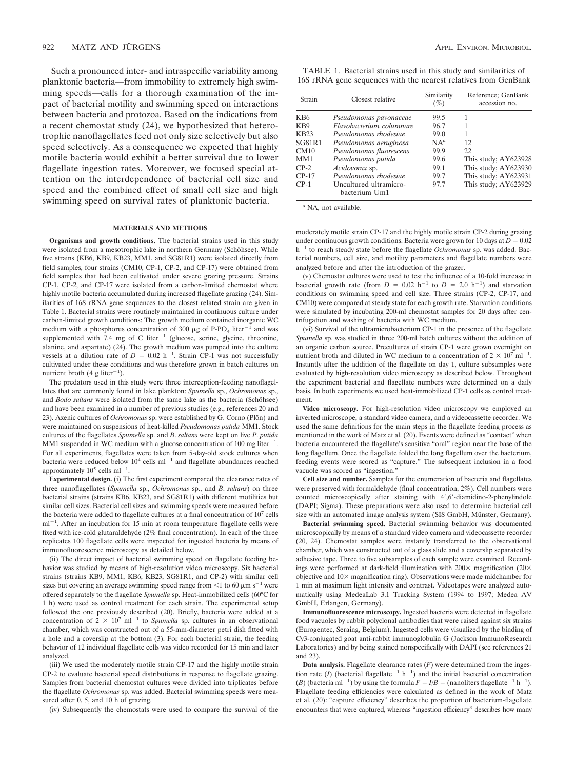Such a pronounced inter- and intraspecific variability among planktonic bacteria—from immobility to extremely high swimming speeds—calls for a thorough examination of the impact of bacterial motility and swimming speed on interactions between bacteria and protozoa. Based on the indications from a recent chemostat study (24), we hypothesized that heterotrophic nanoflagellates feed not only size selectively but also speed selectively. As a consequence we expected that highly motile bacteria would exhibit a better survival due to lower flagellate ingestion rates. Moreover, we focused special attention on the interdependence of bacterial cell size and speed and the combined effect of small cell size and high swimming speed on survival rates of planktonic bacteria.

## MATERIALS AND METHODS

**Organisms and growth conditions.** The bacterial strains used in this study were isolated from a mesotrophic lake in northern Germany (Schöhsee). While five strains (KB6, KB9, KB23, MM1, and SG81R1) were isolated directly from field samples, four strains (CM10, CP-1, CP-2, and CP-17) were obtained from field samples that had been cultivated under severe grazing pressure. Strains CP-1, CP-2, and CP-17 were isolated from a carbon-limited chemostat where highly motile bacteria accumulated during increased flagellate grazing (24). Similarities of 16S rRNA gene sequences to the closest related strain are given in Table 1. Bacterial strains were routinely maintained in continuous culture under carbon-limited growth conditions: The growth medium contained inorganic WC medium with a phosphorus concentration of 300 μg of P-$PO_4$ liter$^{-1}$ and was supplemented with 7.4 mg of C liter$^{-1}$ (glucose, serine, glycine, threonine, alanine, and aspartate) (24). The growth medium was pumped into the culture vessels at a dilution rate of $D = 0.02$ h$^{-1}$. Strain CP-1 was not successfully cultivated under these conditions and was therefore grown in batch cultures on nutrient broth (4 g liter$^{-1}$).

The predators used in this study were three interception-feeding nanoflagellates that are commonly found in lake plankton: *Spumella* sp., *Ochromonas* sp., and *Bodo saltans* were isolated from the same lake as the bacteria (Schöhsee) and have been examined in a number of previous studies (e.g., references 20 and 23). Axenic cultures of *Ochromonas* sp. were established by G. Corno (Plön) and were maintained on suspensions of heat-killed *Pseudomonas putida* MM1. Stock cultures of the flagellates *Spumella* sp. and *B. saltans* were kept on live *P. putida* MM1 suspended in WC medium with a glucose concentration of 100 mg liter$^{-1}$. For all experiments, flagellates were taken from 5-day-old stock cultures when bacteria were reduced below $10^4$ cells ml$^{-1}$ and flagellate abundances reached approximately $10^5$ cells ml$^{-1}$.

**Experimental design.** (i) The first experiment compared the clearance rates of three nanoflagellates (*Spumella* sp., *Ochromonas* sp., and *B. saltans*) on three bacterial strains (strains KB6, KB23, and SG81R1) with different motilities but similar cell sizes. Bacterial cell sizes and swimming speeds were measured before the bacteria were added to flagellate cultures at a final concentration of $10^7$ cells ml$^{-1}$. After an incubation for 15 min at room temperature flagellate cells were fixed with ice-cold glutaraldehyde (2% final concentration). In each of the three replicates 100 flagellate cells were inspected for ingested bacteria by means of immunofluorescence microscopy as detailed below.

(ii) The direct impact of bacterial swimming speed on flagellate feeding behavior was studied by means of high-resolution video microscopy. Six bacterial strains (strains KB9, MM1, KB6, KB23, SG81R1, and CP-2) with similar cell sizes but covering an average swimming speed range from <1 to 60 μm s$^{-1}$ were offered separately to the flagellate *Spumella* sp. Heat-immobilized cells (60°C for 1 h) were used as control treatment for each strain. The experimental setup followed the one previously described (20). Briefly, bacteria were added at a concentration of $2 \times 10^7$ ml$^{-1}$ to *Spumella* sp. cultures in an observational chamber, which was constructed out of a 55-mm-diameter petri dish fitted with a hole and a coverslip at the bottom (3). For each bacterial strain, the feeding behavior of 12 individual flagellate cells was video recorded for 15 min and later analyzed.

(iii) We used the moderately motile strain CP-17 and the highly motile strain CP-2 to evaluate bacterial speed distributions in response to flagellate grazing. Samples from bacterial chemostat cultures were divided into triplicates before the flagellate *Ochromonas* sp. was added. Bacterial swimming speeds were measured after 0, 5, and 10 h of grazing.

(iv) Subsequently the chemostats were used to compare the survival of the moderately motile strain CP-17 and the highly motile strain CP-2 during grazing under continuous growth conditions. Bacteria were grown for 10 days at $D = 0.02$ h$^{-1}$ to reach steady state before the flagellate *Ochromonas* sp. was added. Bacterial numbers, cell size, and motility parameters and flagellate numbers were analyzed before and after the introduction of the grazer.

(v) Chemostat cultures were used to test the influence of a 10-fold increase in bacterial growth rate (from $D = 0.02$ h$^{-1}$ to $D = 2.0$ h$^{-1}$) and starvation conditions on swimming speed and cell size. Three strains (CP-2, CP-17, and CM10) were compared at steady state for each growth rate. Starvation conditions were simulated by incubating 200-ml chemostat samples for 20 days after centrifugation and washing of bacteria with WC medium.

(vi) Survival of the ultramicrobacterium CP-1 in the presence of the flagellate *Spumella* sp. was studied in three 200-ml batch cultures without the addition of an organic carbon source. Precultures of strain CP-1 were grown overnight on nutrient broth and diluted in WC medium to a concentration of $2 \times 10^7$ ml$^{-1}$. Instantly after the addition of the flagellate on day 1, culture subsamples were evaluated by high-resolution video microscopy as described below. Throughout the experiment bacterial and flagellate numbers were determined on a daily basis. In both experiments we used heat-immobilized CP-1 cells as control treatment.

**Video microscopy.** For high-resolution video microscopy we employed an inverted microscope, a standard video camera, and a videocassette recorder. We used the same definitions for the main steps in the flagellate feeding process as mentioned in the work of Matz et al. (20). Events were defined as "contact" when bacteria encountered the flagellate's sensitive "oral" region near the base of the long flagellum. Once the flagellate folded the long flagellum over the bacterium, feeding events were scored as "capture." The subsequent inclusion in a food vacuole was scored as "ingestion."

**Cell size and number.** Samples for the enumeration of bacteria and flagellates were preserved with formaldehyde (final concentration, 2%). Cell numbers were counted microscopically after staining with 4′,6′-diamidino-2-phenylindole (DAPI; Sigma). These preparations were also used to determine bacterial cell size with an automated image analysis system (SIS GmbH, Münster, Germany).

**Bacterial swimming speed.** Bacterial swimming behavior was documented microscopically by means of a standard video camera and videocassette recorder (20, 24). Chemostat samples were instantly transferred to the observational chamber, which was constructed out of a glass slide and a coverslip separated by adhesive tape. Three to five subsamples of each sample were examined. Recordings were performed at dark-field illumination with 200× magnification (20× objective and 10× magnification ring). Observations were made midchamber for 1 min at maximum light intensity and contrast. Videotapes were analyzed automatically using MedeaLab 3.1 Tracking System (1994 to 1997; Medea AV GmbH, Erlangen, Germany).

**Immunofluorescence microscopy.** Ingested bacteria were detected in flagellate food vacuoles by rabbit polyclonal antibodies that were raised against six strains (Eurogentec, Seraing, Belgium). Ingested cells were visualized by the binding of Cy3-conjugated goat anti-rabbit immunoglobulin G (Jackson ImmunoResearch Laboratories) and by being stained nonspecifically with DAPI (see references 21 and 23).

**Data analysis.** Flagellate clearance rates ($F$) were determined from the ingestion rate ($I$) (bacterial flagellate$^{-1}$ h$^{-1}$) and the initial bacterial concentration ($B$) (bacteria ml$^{-1}$) by using the formula $F = I/B$ = (nanoliters flagellate$^{-1}$ h$^{-1}$). Flagellate feeding efficiencies were calculated as defined in the work of Matz et al. (20): "capture efficiency" describes the proportion of bacterium-flagellate encounters that were captured, whereas "ingestion efficiency" describes how many

TABLE 1. Bacterial strains used in this study and similarities of 16S rRNA gene sequences with the nearest relatives from GenBank

| Strain | Closest relative | Similarity (%) | Reference; GenBank accession no. |
|---|---|---|---|
| KB6 | *Pseudomonas pavonaceae* | 99.5 | 1 |
| KB9 | *Flavobacterium columnare* | 96.7 | 1 |
| KB23 | *Pseudomonas rhodesiae* | 99.0 | 1 |
| SG81R1 | *Pseudomonas aeruginosa* | NA[a] | 12 |
| CM10 | *Pseudomonas fluorescens* | 99.9 | 22 |
| MM1 | *Pseudomonas putida* | 99.6 | This study; AY623928 |
| CP-2 | *Acidovorax* sp. | 99.1 | This study; AY623930 |
| CP-17 | *Pseudomonas rhodesiae* | 99.7 | This study; AY623931 |
| CP-1 | Uncultured ultramicro-bacterium Um1 | 97.7 | This study; AY623929 |

[a] NA, not available.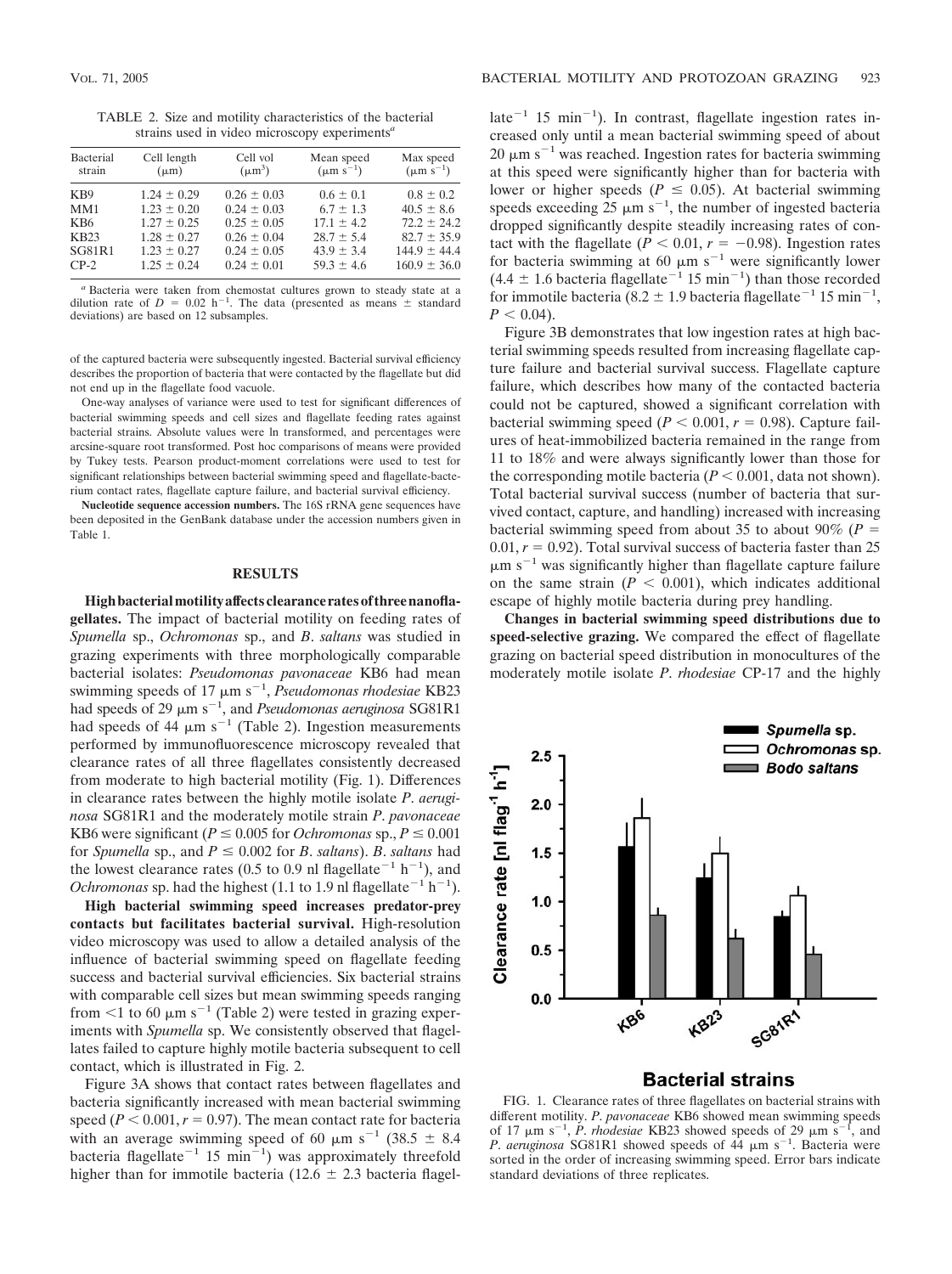TABLE 2. Size and motility characteristics of the bacterial strains used in video microscopy experiments[a]

| Bacterial strain | Cell length (μm) | Cell vol ($\mu m^3$) | Mean speed ($\mu m\ s^{-1}$) | Max speed ($\mu m\ s^{-1}$) |
|---|---|---|---|---|
| KB9 | 1.24 ± 0.29 | 0.26 ± 0.03 | 0.6 ± 0.1 | 0.8 ± 0.2 |
| MM1 | 1.23 ± 0.20 | 0.24 ± 0.03 | 6.7 ± 1.3 | 40.5 ± 8.6 |
| KB6 | 1.27 ± 0.25 | 0.25 ± 0.05 | 17.1 ± 4.2 | 72.2 ± 24.2 |
| KB23 | 1.28 ± 0.27 | 0.26 ± 0.04 | 28.7 ± 5.4 | 82.7 ± 35.9 |
| SG81R1 | 1.23 ± 0.27 | 0.24 ± 0.05 | 43.9 ± 3.4 | 144.9 ± 44.4 |
| CP-2 | 1.25 ± 0.24 | 0.24 ± 0.01 | 59.3 ± 4.6 | 160.9 ± 36.0 |

[a] Bacteria were taken from chemostat cultures grown to steady state at a dilution rate of $D = 0.02\ h^{-1}$. The data (presented as means ± standard deviations) are based on 12 subsamples.

of the captured bacteria were subsequently ingested. Bacterial survival efficiency describes the proportion of bacteria that were contacted by the flagellate but did not end up in the flagellate food vacuole.

One-way analyses of variance were used to test for significant differences of bacterial swimming speeds and cell sizes and flagellate feeding rates against bacterial strains. Absolute values were ln transformed, and percentages were arcsine-square root transformed. Post hoc comparisons of means were provided by Tukey tests. Pearson product-moment correlations were used to test for significant relationships between bacterial swimming speed and flagellate-bacterium contact rates, flagellate capture failure, and bacterial survival efficiency.

**Nucleotide sequence accession numbers.** The 16S rRNA gene sequences have been deposited in the GenBank database under the accession numbers given in Table 1.

## RESULTS

**High bacterial motility affects clearance rates of three nanoflagellates.** The impact of bacterial motility on feeding rates of *Spumella* sp., *Ochromonas* sp., and *B. saltans* was studied in grazing experiments with three morphologically comparable bacterial isolates: *Pseudomonas pavonaceae* KB6 had mean swimming speeds of 17 $\mu m\ s^{-1}$, *Pseudomonas rhodesiae* KB23 had speeds of 29 $\mu m\ s^{-1}$, and *Pseudomonas aeruginosa* SG81R1 had speeds of 44 $\mu m\ s^{-1}$ (Table 2). Ingestion measurements performed by immunofluorescence microscopy revealed that clearance rates of all three flagellates consistently decreased from moderate to high bacterial motility (Fig. 1). Differences in clearance rates between the highly motile isolate *P. aeruginosa* SG81R1 and the moderately motile strain *P. pavonaceae* KB6 were significant ($P \leq 0.005$ for *Ochromonas* sp., $P \leq 0.001$ for *Spumella* sp., and $P \leq 0.002$ for *B. saltans*). *B. saltans* had the lowest clearance rates (0.5 to 0.9 nl $flagellate^{-1}\ h^{-1}$), and *Ochromonas* sp. had the highest (1.1 to 1.9 nl $flagellate^{-1}\ h^{-1}$).

**High bacterial swimming speed increases predator-prey contacts but facilitates bacterial survival.** High-resolution video microscopy was used to allow a detailed analysis of the influence of bacterial swimming speed on flagellate feeding success and bacterial survival efficiencies. Six bacterial strains with comparable cell sizes but mean swimming speeds ranging from <1 to 60 $\mu m\ s^{-1}$ (Table 2) were tested in grazing experiments with *Spumella* sp. We consistently observed that flagellates failed to capture highly motile bacteria subsequent to cell contact, which is illustrated in Fig. 2.

Figure 3A shows that contact rates between flagellates and bacteria significantly increased with mean bacterial swimming speed ($P < 0.001$, $r = 0.97$). The mean contact rate for bacteria with an average swimming speed of 60 $\mu m\ s^{-1}$ (38.5 ± 8.4 bacteria $flagellate^{-1}$ 15 $min^{-1}$) was approximately threefold higher than for immotile bacteria (12.6 ± 2.3 bacteria $flagellate^{-1}$ 15 $min^{-1}$). In contrast, flagellate ingestion rates increased only until a mean bacterial swimming speed of about 20 $\mu m\ s^{-1}$ was reached. Ingestion rates for bacteria swimming at this speed were significantly higher than for bacteria with lower or higher speeds ($P \leq 0.05$). At bacterial swimming speeds exceeding 25 $\mu m\ s^{-1}$, the number of ingested bacteria dropped significantly despite steadily increasing rates of contact with the flagellate ($P < 0.01$, $r = -0.98$). Ingestion rates for bacteria swimming at 60 $\mu m\ s^{-1}$ were significantly lower (4.4 ± 1.6 bacteria $flagellate^{-1}$ 15 $min^{-1}$) than those recorded for immotile bacteria (8.2 ± 1.9 bacteria $flagellate^{-1}$ 15 $min^{-1}$, $P < 0.04$).

Figure 3B demonstrates that low ingestion rates at high bacterial swimming speeds resulted from increasing flagellate capture failure and bacterial survival success. Flagellate capture failure, which describes how many of the contacted bacteria could not be captured, showed a significant correlation with bacterial swimming speed ($P < 0.001$, $r = 0.98$). Capture failures of heat-immobilized bacteria remained in the range from 11 to 18% and were always significantly lower than those for the corresponding motile bacteria ($P < 0.001$, data not shown). Total bacterial survival success (number of bacteria that survived contact, capture, and handling) increased with increasing bacterial swimming speed from about 35 to about 90% ($P = 0.01$, $r = 0.92$). Total survival success of bacteria faster than 25 $\mu m\ s^{-1}$ was significantly higher than flagellate capture failure on the same strain ($P < 0.001$), which indicates additional escape of highly motile bacteria during prey handling.

**Changes in bacterial swimming speed distributions due to speed-selective grazing.** We compared the effect of flagellate grazing on bacterial speed distribution in monocultures of the moderately motile isolate *P. rhodesiae* CP-17 and the highly

FIG. 1. Clearance rates of three flagellates on bacterial strains with different motility. *P. pavonaceae* KB6 showed mean swimming speeds of 17 $\mu m\ s^{-1}$, *P. rhodesiae* KB23 showed speeds of 29 $\mu m\ s^{-1}$, and *P. aeruginosa* SG81R1 showed speeds of 44 $\mu m\ s^{-1}$. Bacteria were sorted in the order of increasing swimming speed. Error bars indicate standard deviations of three replicates.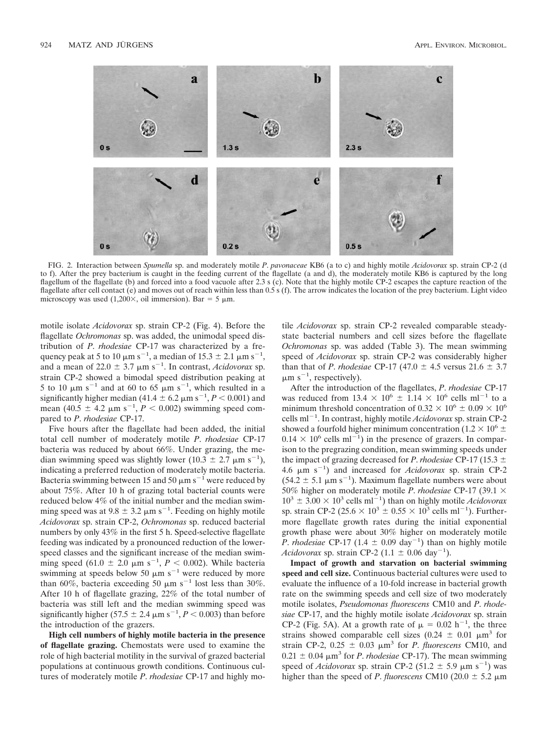FIG. 2. Interaction between *Spumella* sp. and moderately motile *P. pavonaceae* KB6 (a to c) and highly motile *Acidovorax* sp. strain CP-2 (d to f). After the prey bacterium is caught in the feeding current of the flagellate (a and d), the moderately motile KB6 is captured by the long flagellum of the flagellate (b) and forced into a food vacuole after 2.3 s (c). Note that the highly motile CP-2 escapes the capture reaction of the flagellate after cell contact (e) and moves out of reach within less than 0.5 s (f). The arrow indicates the location of the prey bacterium. Light video microscopy was used (1,200×, oil immersion). Bar = 5 μm.

motile isolate *Acidovorax* sp. strain CP-2 (Fig. 4). Before the flagellate *Ochromonas* sp. was added, the unimodal speed distribution of *P. rhodesiae* CP-17 was characterized by a frequency peak at 5 to 10 μm $s^{-1}$, a median of 15.3 ± 2.1 μm $s^{-1}$, and a mean of 22.0 ± 3.7 μm $s^{-1}$. In contrast, *Acidovorax* sp. strain CP-2 showed a bimodal speed distribution peaking at 5 to 10 μm $s^{-1}$ and at 60 to 65 μm $s^{-1}$, which resulted in a significantly higher median (41.4 ± 6.2 μm $s^{-1}$, $P < 0.001$) and mean (40.5 ± 4.2 μm $s^{-1}$, $P < 0.002$) swimming speed compared to *P. rhodesiae* CP-17.

Five hours after the flagellate had been added, the initial total cell number of moderately motile *P. rhodesiae* CP-17 bacteria was reduced by about 66%. Under grazing, the median swimming speed was slightly lower (10.3 ± 2.7 μm $s^{-1}$), indicating a preferred reduction of moderately motile bacteria. Bacteria swimming between 15 and 50 μm $s^{-1}$ were reduced by about 75%. After 10 h of grazing total bacterial counts were reduced below 4% of the initial number and the median swimming speed was at 9.8 ± 3.2 μm $s^{-1}$. Feeding on highly motile *Acidovorax* sp. strain CP-2, *Ochromonas* sp. reduced bacterial numbers by only 43% in the first 5 h. Speed-selective flagellate feeding was indicated by a pronounced reduction of the lower-speed classes and the significant increase of the median swimming speed (61.0 ± 2.0 μm $s^{-1}$, $P < 0.002$). While bacteria swimming at speeds below 50 μm $s^{-1}$ were reduced by more than 60%, bacteria exceeding 50 μm $s^{-1}$ lost less than 30%. After 10 h of flagellate grazing, 22% of the total number of bacteria was still left and the median swimming speed was significantly higher (57.5 ± 2.4 μm $s^{-1}$, $P < 0.003$) than before the introduction of the grazers.

**High cell numbers of highly motile bacteria in the presence of flagellate grazing.** Chemostats were used to examine the role of high bacterial motility in the survival of grazed bacterial populations at continuous growth conditions. Continuous cultures of moderately motile *P. rhodesiae* CP-17 and highly motile *Acidovorax* sp. strain CP-2 revealed comparable steady-state bacterial numbers and cell sizes before the flagellate *Ochromonas* sp. was added (Table 3). The mean swimming speed of *Acidovorax* sp. strain CP-2 was considerably higher than that of *P. rhodesiae* CP-17 (47.0 ± 4.5 versus 21.6 ± 3.7 μm $s^{-1}$, respectively).

After the introduction of the flagellates, *P. rhodesiae* CP-17 was reduced from $13.4 \times 10^6 \pm 1.14 \times 10^6$ cells $ml^{-1}$ to a minimum threshold concentration of $0.32 \times 10^6 \pm 0.09 \times 10^6$ cells $ml^{-1}$. In contrast, highly motile *Acidovorax* sp. strain CP-2 showed a fourfold higher minimum concentration ($1.2 \times 10^6 \pm 0.14 \times 10^6$ cells $ml^{-1}$) in the presence of grazers. In comparison to the pregrazing condition, mean swimming speeds under the impact of grazing decreased for *P. rhodesiae* CP-17 (15.3 ± 4.6 μm $s^{-1}$) and increased for *Acidovorax* sp. strain CP-2 (54.2 ± 5.1 μm $s^{-1}$). Maximum flagellate numbers were about 50% higher on moderately motile *P. rhodesiae* CP-17 ($39.1 \times 10^3 \pm 3.00 \times 10^3$ cells $ml^{-1}$) than on highly motile *Acidovorax* sp. strain CP-2 ($25.6 \times 10^3 \pm 0.55 \times 10^3$ cells $ml^{-1}$). Furthermore flagellate growth rates during the initial exponential growth phase were about 30% higher on moderately motile *P. rhodesiae* CP-17 (1.4 ± 0.09 $day^{-1}$) than on highly motile *Acidovorax* sp. strain CP-2 (1.1 ± 0.06 $day^{-1}$).

**Impact of growth and starvation on bacterial swimming speed and cell size.** Continuous bacterial cultures were used to evaluate the influence of a 10-fold increase in bacterial growth rate on the swimming speeds and cell size of two moderately motile isolates, *Pseudomonas fluorescens* CM10 and *P. rhodesiae* CP-17, and the highly motile isolate *Acidovorax* sp. strain CP-2 (Fig. 5A). At a growth rate of $\mu = 0.02$ $h^{-1}$, the three strains showed comparable cell sizes (0.24 ± 0.01 μ$m^3$ for strain CP-2, 0.25 ± 0.03 μ$m^3$ for *P. fluorescens* CM10, and 0.21 ± 0.04 μ$m^3$ for *P. rhodesiae* CP-17). The mean swimming speed of *Acidovorax* sp. strain CP-2 (51.2 ± 5.9 μm $s^{-1}$) was higher than the speed of *P. fluorescens* CM10 (20.0 ± 5.2 μm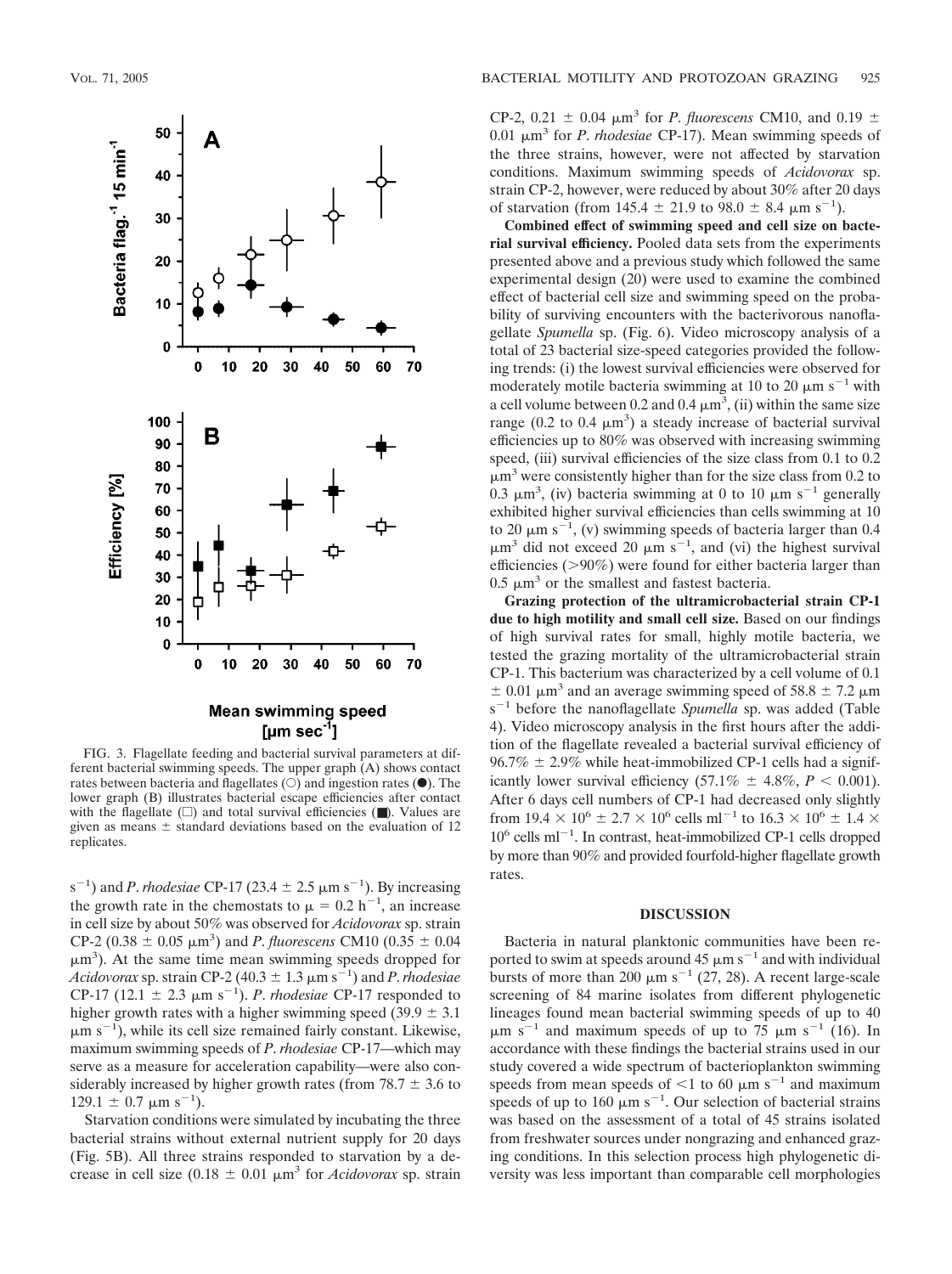FIG. 3. Flagellate feeding and bacterial survival parameters at different bacterial swimming speeds. The upper graph (A) shows contact rates between bacteria and flagellates (○) and ingestion rates (●). The lower graph (B) illustrates bacterial escape efficiencies after contact with the flagellate (□) and total survival efficiencies (■). Values are given as means ± standard deviations based on the evaluation of 12 replicates.

$s^{-1}$) and *P. rhodesiae* CP-17 (23.4 ± 2.5 μm $s^{-1}$). By increasing the growth rate in the chemostats to $\mu$ = 0.2 $h^{-1}$, an increase in cell size by about 50% was observed for *Acidovorax* sp. strain CP-2 (0.38 ± 0.05 μm$^3$) and *P. fluorescens* CM10 (0.35 ± 0.04 μm$^3$). At the same time mean swimming speeds dropped for *Acidovorax* sp. strain CP-2 (40.3 ± 1.3 μm $s^{-1}$) and *P. rhodesiae* CP-17 (12.1 ± 2.3 μm $s^{-1}$). *P. rhodesiae* CP-17 responded to higher growth rates with a higher swimming speed (39.9 ± 3.1 μm $s^{-1}$), while its cell size remained fairly constant. Likewise, maximum swimming speeds of *P. rhodesiae* CP-17—which may serve as a measure for acceleration capability—were also considerably increased by higher growth rates (from 78.7 ± 3.6 to 129.1 ± 0.7 μm $s^{-1}$).

Starvation conditions were simulated by incubating the three bacterial strains without external nutrient supply for 20 days (Fig. 5B). All three strains responded to starvation by a decrease in cell size (0.18 ± 0.01 μm$^3$ for *Acidovorax* sp. strain CP-2, 0.21 ± 0.04 μm$^3$ for *P. fluorescens* CM10, and 0.19 ± 0.01 μm$^3$ for *P. rhodesiae* CP-17). Mean swimming speeds of the three strains, however, were not affected by starvation conditions. Maximum swimming speeds of *Acidovorax* sp. strain CP-2, however, were reduced by about 30% after 20 days of starvation (from 145.4 ± 21.9 to 98.0 ± 8.4 μm $s^{-1}$).

**Combined effect of swimming speed and cell size on bacterial survival efficiency.** Pooled data sets from the experiments presented above and a previous study which followed the same experimental design (20) were used to examine the combined effect of bacterial cell size and swimming speed on the probability of surviving encounters with the bacterivorous nanoflagellate *Spumella* sp. (Fig. 6). Video microscopy analysis of a total of 23 bacterial size-speed categories provided the following trends: (i) the lowest survival efficiencies were observed for moderately motile bacteria swimming at 10 to 20 μm $s^{-1}$ with a cell volume between 0.2 and 0.4 μm$^3$, (ii) within the same size range (0.2 to 0.4 μm$^3$) a steady increase of bacterial survival efficiencies up to 80% was observed with increasing swimming speed, (iii) survival efficiencies of the size class from 0.1 to 0.2 μm$^3$ were consistently higher than for the size class from 0.2 to 0.3 μm$^3$, (iv) bacteria swimming at 0 to 10 μm $s^{-1}$ generally exhibited higher survival efficiencies than cells swimming at 10 to 20 μm $s^{-1}$, (v) swimming speeds of bacteria larger than 0.4 μm$^3$ did not exceed 20 μm $s^{-1}$, and (vi) the highest survival efficiencies (>90%) were found for either bacteria larger than 0.5 μm$^3$ or the smallest and fastest bacteria.

**Grazing protection of the ultramicrobacterial strain CP-1 due to high motility and small cell size.** Based on our findings of high survival rates for small, highly motile bacteria, we tested the grazing mortality of the ultramicrobacterial strain CP-1. This bacterium was characterized by a cell volume of 0.1 ± 0.01 μm$^3$ and an average swimming speed of 58.8 ± 7.2 μm $s^{-1}$ before the nanoflagellate *Spumella* sp. was added (Table 4). Video microscopy analysis in the first hours after the addition of the flagellate revealed a bacterial survival efficiency of 96.7% ± 2.9% while heat-immobilized CP-1 cells had a significantly lower survival efficiency (57.1% ± 4.8%, $P < 0.001$). After 6 days cell numbers of CP-1 had decreased only slightly from 19.4 × $10^6$ ± 2.7 × $10^6$ cells $ml^{-1}$ to 16.3 × $10^6$ ± 1.4 × $10^6$ cells $ml^{-1}$. In contrast, heat-immobilized CP-1 cells dropped by more than 90% and provided fourfold-higher flagellate growth rates.

## DISCUSSION

Bacteria in natural planktonic communities have been reported to swim at speeds around 45 μm $s^{-1}$ and with individual bursts of more than 200 μm $s^{-1}$ (27, 28). A recent large-scale screening of 84 marine isolates from different phylogenetic lineages found mean bacterial swimming speeds of up to 40 μm $s^{-1}$ and maximum speeds of up to 75 μm $s^{-1}$ (16). In accordance with these findings the bacterial strains used in our study covered a wide spectrum of bacterioplankton swimming speeds from mean speeds of <1 to 60 μm $s^{-1}$ and maximum speeds of up to 160 μm $s^{-1}$. Our selection of bacterial strains was based on the assessment of a total of 45 strains isolated from freshwater sources under nongrazing and enhanced grazing conditions. In this selection process high phylogenetic diversity was less important than comparable cell morphologies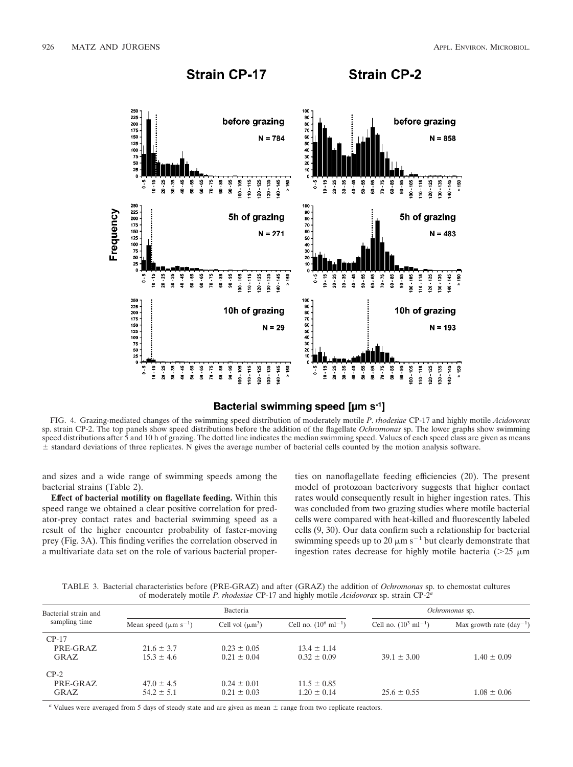FIG. 4. Grazing-mediated changes of the swimming speed distribution of moderately motile *P. rhodesiae* CP-17 and highly motile *Acidovorax* sp. strain CP-2. The top panels show speed distributions before the addition of the flagellate *Ochromonas* sp. The lower graphs show swimming speed distributions after 5 and 10 h of grazing. The dotted line indicates the median swimming speed. Values of each speed class are given as means ± standard deviations of three replicates. N gives the average number of bacterial cells counted by the motion analysis software.

and sizes and a wide range of swimming speeds among the bacterial strains (Table 2).

**Effect of bacterial motility on flagellate feeding.** Within this speed range we obtained a clear positive correlation for predator-prey contact rates and bacterial swimming speed as a result of the higher encounter probability of faster-moving prey (Fig. 3A). This finding verifies the correlation observed in a multivariate data set on the role of various bacterial properties on nanoflagellate feeding efficiencies (20). The present model of protozoan bacterivory suggests that higher contact rates would consequently result in higher ingestion rates. This was concluded from two grazing studies where motile bacterial cells were compared with heat-killed and fluorescently labeled cells (9, 30). Our data confirm such a relationship for bacterial swimming speeds up to 20 $\mu m\ s^{-1}$ but clearly demonstrate that ingestion rates decrease for highly motile bacteria (>25 $\mu m$

TABLE 3. Bacterial characteristics before (PRE-GRAZ) and after (GRAZ) the addition of *Ochromonas* sp. to chemostat cultures of moderately motile *P. rhodesiae* CP-17 and highly motile *Acidovorax* sp. strain CP-2[a]

| Bacterial strain and sampling time | Bacteria | | | *Ochromonas* sp. | |
|---|---|---|---|---|---|
| | Mean speed ($\mu m\ s^{-1}$) | Cell vol ($\mu m^3$) | Cell no. ($10^6\ ml^{-1}$) | Cell no. ($10^3\ ml^{-1}$) | Max growth rate ($day^{-1}$) |
| CP-17 | | | | | |
| PRE-GRAZ | 21.6 ± 3.7 | 0.23 ± 0.05 | 13.4 ± 1.14 | | |
| GRAZ | 15.3 ± 4.6 | 0.21 ± 0.04 | 0.32 ± 0.09 | 39.1 ± 3.00 | 1.40 ± 0.09 |
| CP-2 | | | | | |
| PRE-GRAZ | 47.0 ± 4.5 | 0.24 ± 0.01 | 11.5 ± 0.85 | | |
| GRAZ | 54.2 ± 5.1 | 0.21 ± 0.03 | 1.20 ± 0.14 | 25.6 ± 0.55 | 1.08 ± 0.06 |

[a] Values were averaged from 5 days of steady state and are given as mean ± range from two replicate reactors.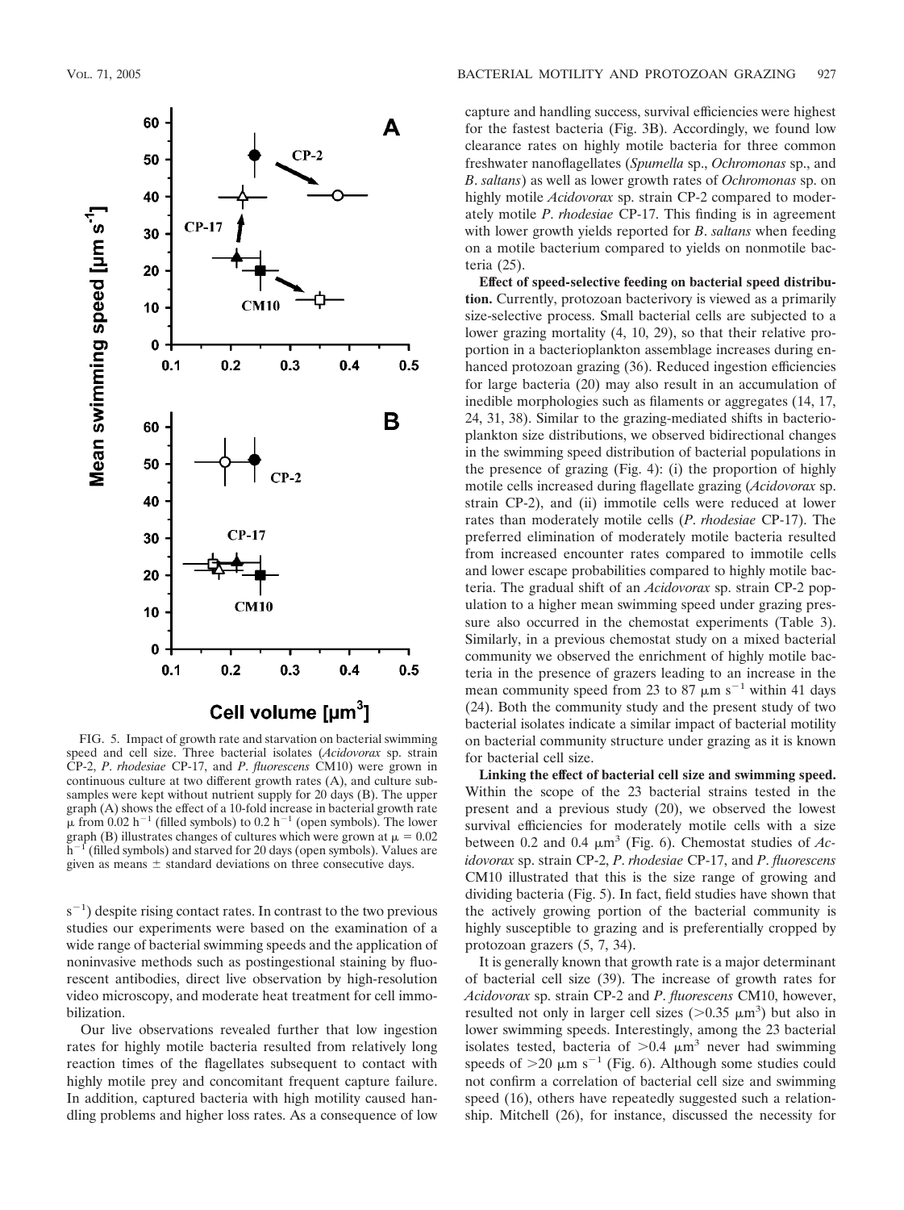FIG. 5. Impact of growth rate and starvation on bacterial swimming speed and cell size. Three bacterial isolates (*Acidovorax* sp. strain CP-2, *P. rhodesiae* CP-17, and *P. fluorescens* CM10) were grown in continuous culture at two different growth rates (A), and culture subsamples were kept without nutrient supply for 20 days (B). The upper graph (A) shows the effect of a 10-fold increase in bacterial growth rate $\mu$ from 0.02 $h^{-1}$ (filled symbols) to 0.2 $h^{-1}$ (open symbols). The lower graph (B) illustrates changes of cultures which were grown at $\mu$ = 0.02 $h^{-1}$ (filled symbols) and starved for 20 days (open symbols). Values are given as means ± standard deviations on three consecutive days.

$s^{-1}$) despite rising contact rates. In contrast to the two previous studies our experiments were based on the examination of a wide range of bacterial swimming speeds and the application of noninvasive methods such as postingestional staining by fluorescent antibodies, direct live observation by high-resolution video microscopy, and moderate heat treatment for cell immobilization.

Our live observations revealed further that low ingestion rates for highly motile bacteria resulted from relatively long reaction times of the flagellates subsequent to contact with highly motile prey and concomitant frequent capture failure. In addition, captured bacteria with high motility caused handling problems and higher loss rates. As a consequence of low capture and handling success, survival efficiencies were highest for the fastest bacteria (Fig. 3B). Accordingly, we found low clearance rates on highly motile bacteria for three common freshwater nanoflagellates (*Spumella* sp., *Ochromonas* sp., and *B. saltans*) as well as lower growth rates of *Ochromonas* sp. on highly motile *Acidovorax* sp. strain CP-2 compared to moderately motile *P. rhodesiae* CP-17. This finding is in agreement with lower growth yields reported for *B. saltans* when feeding on a motile bacterium compared to yields on nonmotile bacteria (25).

**Effect of speed-selective feeding on bacterial speed distribution.** Currently, protozoan bacterivory is viewed as a primarily size-selective process. Small bacterial cells are subjected to a lower grazing mortality (4, 10, 29), so that their relative proportion in a bacterioplankton assemblage increases during enhanced protozoan grazing (36). Reduced ingestion efficiencies for large bacteria (20) may also result in an accumulation of inedible morphologies such as filaments or aggregates (14, 17, 24, 31, 38). Similar to the grazing-mediated shifts in bacterioplankton size distributions, we observed bidirectional changes in the swimming speed distribution of bacterial populations in the presence of grazing (Fig. 4): (i) the proportion of highly motile cells increased during flagellate grazing (*Acidovorax* sp. strain CP-2), and (ii) immotile cells were reduced at lower rates than moderately motile cells (*P. rhodesiae* CP-17). The preferred elimination of moderately motile bacteria resulted from increased encounter rates compared to immotile cells and lower escape probabilities compared to highly motile bacteria. The gradual shift of an *Acidovorax* sp. strain CP-2 population to a higher mean swimming speed under grazing pressure also occurred in the chemostat experiments (Table 3). Similarly, in a previous chemostat study on a mixed bacterial community we observed the enrichment of highly motile bacteria in the presence of grazers leading to an increase in the mean community speed from 23 to 87 μm $s^{-1}$ within 41 days (24). Both the community study and the present study of two bacterial isolates indicate a similar impact of bacterial motility on bacterial community structure under grazing as it is known for bacterial cell size.

**Linking the effect of bacterial cell size and swimming speed.** Within the scope of the 23 bacterial strains tested in the present and a previous study (20), we observed the lowest survival efficiencies for moderately motile cells with a size between 0.2 and 0.4 $\mu m^3$ (Fig. 6). Chemostat studies of *Acidovorax* sp. strain CP-2, *P. rhodesiae* CP-17, and *P. fluorescens* CM10 illustrated that this is the size range of growing and dividing bacteria (Fig. 5). In fact, field studies have shown that the actively growing portion of the bacterial community is highly susceptible to grazing and is preferentially cropped by protozoan grazers (5, 7, 34).

It is generally known that growth rate is a major determinant of bacterial cell size (39). The increase of growth rates for *Acidovorax* sp. strain CP-2 and *P. fluorescens* CM10, however, resulted not only in larger cell sizes (>0.35 $\mu m^3$) but also in lower swimming speeds. Interestingly, among the 23 bacterial isolates tested, bacteria of >0.4 $\mu m^3$ never had swimming speeds of >20 μm $s^{-1}$ (Fig. 6). Although some studies could not confirm a correlation of bacterial cell size and swimming speed (16), others have repeatedly suggested such a relationship. Mitchell (26), for instance, discussed the necessity for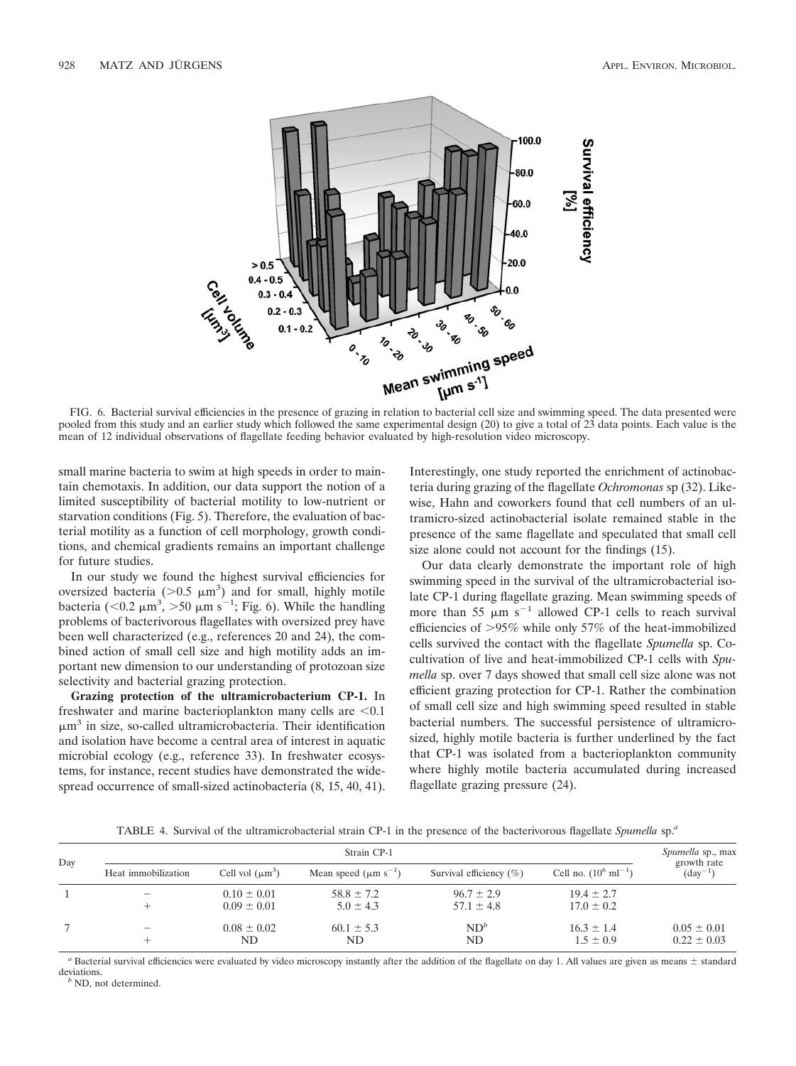FIG. 6. Bacterial survival efficiencies in the presence of grazing in relation to bacterial cell size and swimming speed. The data presented were pooled from this study and an earlier study which followed the same experimental design (20) to give a total of 23 data points. Each value is the mean of 12 individual observations of flagellate feeding behavior evaluated by high-resolution video microscopy.

small marine bacteria to swim at high speeds in order to maintain chemotaxis. In addition, our data support the notion of a limited susceptibility of bacterial motility to low-nutrient or starvation conditions (Fig. 5). Therefore, the evaluation of bacterial motility as a function of cell morphology, growth conditions, and chemical gradients remains an important challenge for future studies.

In our study we found the highest survival efficiencies for oversized bacteria (>0.5 $\mu m^3$) and for small, highly motile bacteria (<0.2 $\mu m^3$, >50 $\mu m\ s^{-1}$; Fig. 6). While the handling problems of bacterivorous flagellates with oversized prey have been well characterized (e.g., references 20 and 24), the combined action of small cell size and high motility adds an important new dimension to our understanding of protozoan size selectivity and bacterial grazing protection.

**Grazing protection of the ultramicrobacterium CP-1.** In freshwater and marine bacterioplankton many cells are <0.1 $\mu m^3$ in size, so-called ultramicrobacteria. Their identification and isolation have become a central area of interest in aquatic microbial ecology (e.g., reference 33). In freshwater ecosystems, for instance, recent studies have demonstrated the widespread occurrence of small-sized actinobacteria (8, 15, 40, 41). Interestingly, one study reported the enrichment of actinobacteria during grazing of the flagellate *Ochromonas* sp (32). Likewise, Hahn and coworkers found that cell numbers of an ultramicro-sized actinobacterial isolate remained stable in the presence of the same flagellate and speculated that small cell size alone could not account for the findings (15).

Our data clearly demonstrate the important role of high swimming speed in the survival of the ultramicrobacterial isolate CP-1 during flagellate grazing. Mean swimming speeds of more than 55 $\mu m\ s^{-1}$ allowed CP-1 cells to reach survival efficiencies of >95% while only 57% of the heat-immobilized cells survived the contact with the flagellate *Spumella* sp. Cocultivation of live and heat-immobilized CP-1 cells with *Spumella* sp. over 7 days showed that small cell size alone was not efficient grazing protection for CP-1. Rather the combination of small cell size and high swimming speed resulted in stable bacterial numbers. The successful persistence of ultramicrosized, highly motile bacteria is further underlined by the fact that CP-1 was isolated from a bacterioplankton community where highly motile bacteria accumulated during increased flagellate grazing pressure (24).

TABLE 4. Survival of the ultramicrobacterial strain CP-1 in the presence of the bacterivorous flagellate *Spumella* sp.[a]

| Day | Strain CP-1 | | | | | *Spumella* sp., max growth rate ($day^{-1}$) |
|---|---|---|---|---|---|---|
| | Heat immobilization | Cell vol ($\mu m^3$) | Mean speed ($\mu m\ s^{-1}$) | Survival efficiency (%) | Cell no. ($10^6\ ml^{-1}$) | |
| 1 | − | 0.10 ± 0.01 | 58.8 ± 7.2 | 96.7 ± 2.9 | 19.4 ± 2.7 | |
| | + | 0.09 ± 0.01 | 5.0 ± 4.3 | 57.1 ± 4.8 | 17.0 ± 0.2 | |
| 7 | − | 0.08 ± 0.02 | 60.1 ± 5.3 | ND[b] | 16.3 ± 1.4 | 0.05 ± 0.01 |
| | + | ND | ND | ND | 1.5 ± 0.9 | 0.22 ± 0.03 |

[a] Bacterial survival efficiencies were evaluated by video microscopy instantly after the addition of the flagellate on day 1. All values are given as means ± standard deviations.

[b] ND, not determined.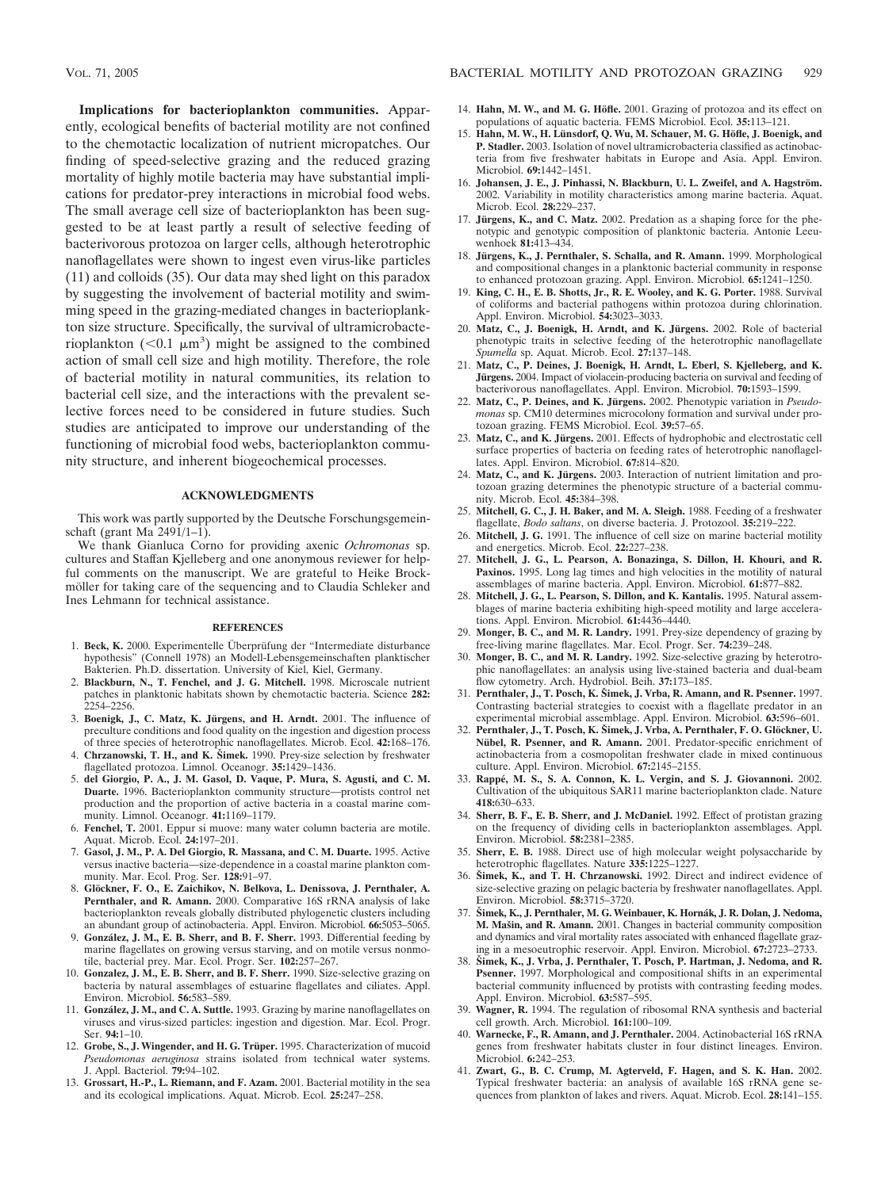**Implications for bacterioplankton communities.** Apparently, ecological benefits of bacterial motility are not confined to the chemotactic localization of nutrient micropatches. Our finding of speed-selective grazing and the reduced grazing mortality of highly motile bacteria may have substantial implications for predator-prey interactions in microbial food webs. The small average cell size of bacterioplankton has been suggested to be at least partly a result of selective feeding of bacterivorous protozoa on larger cells, although heterotrophic nanoflagellates were shown to ingest even virus-like particles (11) and colloids (35). Our data may shed light on this paradox by suggesting the involvement of bacterial motility and swimming speed in the grazing-mediated changes in bacterioplankton size structure. Specifically, the survival of ultramicrobacterioplankton ($<0.1$ $\mu m^3$) might be assigned to the combined action of small cell size and high motility. Therefore, the role of bacterial motility in natural communities, its relation to bacterial cell size, and the interactions with the prevalent selective forces need to be considered in future studies. Such studies are anticipated to improve our understanding of the functioning of microbial food webs, bacterioplankton community structure, and inherent biogeochemical processes.

## ACKNOWLEDGMENTS

This work was partly supported by the Deutsche Forschungsgemeinschaft (grant Ma 2491/1–1).

We thank Gianluca Corno for providing axenic *Ochromonas* sp. cultures and Staffan Kjelleberg and one anonymous reviewer for helpful comments on the manuscript. We are grateful to Heike Brockmöller for taking care of the sequencing and to Claudia Schleker and Ines Lehmann for technical assistance.

## REFERENCES

1. **Beck, K.** 2000. Experimentelle Überprüfung der "Intermediate disturbance hypothesis" (Connell 1978) an Modell-Lebensgemeinschaften planktischer Bakterien. Ph.D. dissertation. University of Kiel, Kiel, Germany.
2. **Blackburn, N., T. Fenchel, and J. G. Mitchell.** 1998. Microscale nutrient patches in planktonic habitats shown by chemotactic bacteria. Science **282:**2254–2256.
3. **Boenigk, J., C. Matz, K. Jürgens, and H. Arndt.** 2001. The influence of preculture conditions and food quality on the ingestion and digestion process of three species of heterotrophic nanoflagellates. Microb. Ecol. **42:**168–176.
4. **Chrzanowski, T. H., and K. Šimek.** 1990. Prey-size selection by freshwater flagellated protozoa. Limnol. Oceanogr. **35:**1429–1436.
5. **del Giorgio, P. A., J. M. Gasol, D. Vaque, P. Mura, S. Agusti, and C. M. Duarte.** 1996. Bacterioplankton community structure—protists control net production and the proportion of active bacteria in a coastal marine community. Limnol. Oceanogr. **41:**1169–1179.
6. **Fenchel, T.** 2001. Eppur si muove: many water column bacteria are motile. Aquat. Microb. Ecol. **24:**197–201.
7. **Gasol, J. M., P. A. Del Giorgio, R. Massana, and C. M. Duarte.** 1995. Active versus inactive bacteria—size-dependence in a coastal marine plankton community. Mar. Ecol. Prog. Ser. **128:**91–97.
8. **Glöckner, F. O., E. Zaichikov, N. Belkova, L. Denissova, J. Pernthaler, A. Pernthaler, and R. Amann.** 2000. Comparative 16S rRNA analysis of lake bacterioplankton reveals globally distributed phylogenetic clusters including an abundant group of actinobacteria. Appl. Environ. Microbiol. **66:**5053–5065.
9. **González, J. M., E. B. Sherr, and B. F. Sherr.** 1993. Differential feeding by marine flagellates on growing versus starving, and on motile versus nonmotile, bacterial prey. Mar. Ecol. Progr. Ser. **102:**257–267.
10. **Gonzalez, J. M., E. B. Sherr, and B. F. Sherr.** 1990. Size-selective grazing on bacteria by natural assemblages of estuarine flagellates and ciliates. Appl. Environ. Microbiol. **56:**583–589.
11. **González, J. M., and C. A. Suttle.** 1993. Grazing by marine nanoflagellates on viruses and virus-sized particles: ingestion and digestion. Mar. Ecol. Progr. Ser. **94:**1–10.
12. **Grobe, S., J. Wingender, and H. G. Trüper.** 1995. Characterization of mucoid *Pseudomonas aeruginosa* strains isolated from technical water systems. J. Appl. Bacteriol. **79:**94–102.
13. **Grossart, H.-P., L. Riemann, and F. Azam.** 2001. Bacterial motility in the sea and its ecological implications. Aquat. Microb. Ecol. **25:**247–258.
14. **Hahn, M. W., and M. G. Höfle.** 2001. Grazing of protozoa and its effect on populations of aquatic bacteria. FEMS Microbiol. Ecol. **35:**113–121.
15. **Hahn, M. W., H. Lünsdorf, Q. Wu, M. Schauer, M. G. Höfle, J. Boenigk, and P. Stadler.** 2003. Isolation of novel ultramicrobacteria classified as actinobacteria from five freshwater habitats in Europe and Asia. Appl. Environ. Microbiol. **69:**1442–1451.
16. **Johansen, J. E., J. Pinhassi, N. Blackburn, U. L. Zweifel, and A. Hagström.** 2002. Variability in motility characteristics among marine bacteria. Aquat. Microb. Ecol. **28:**229–237.
17. **Jürgens, K., and C. Matz.** 2002. Predation as a shaping force for the phenotypic and genotypic composition of planktonic bacteria. Antonie Leeuwenhoek **81:**413–434.
18. **Jürgens, K., J. Pernthaler, S. Schalla, and R. Amann.** 1999. Morphological and compositional changes in a planktonic bacterial community in response to enhanced protozoan grazing. Appl. Environ. Microbiol. **65:**1241–1250.
19. **King, C. H., E. B. Shotts, Jr., R. E. Wooley, and K. G. Porter.** 1988. Survival of coliforms and bacterial pathogens within protozoa during chlorination. Appl. Environ. Microbiol. **54:**3023–3033.
20. **Matz, C., J. Boenigk, H. Arndt, and K. Jürgens.** 2002. Role of bacterial phenotypic traits in selective feeding of the heterotrophic nanoflagellate *Spumella* sp. Aquat. Microb. Ecol. **27:**137–148.
21. **Matz, C., P. Deines, J. Boenigk, H. Arndt, L. Eberl, S. Kjelleberg, and K. Jürgens.** 2004. Impact of violacein-producing bacteria on survival and feeding of bacterivorous nanoflagellates. Appl. Environ. Microbiol. **70:**1593–1599.
22. **Matz, C., P. Deines, and K. Jürgens.** 2002. Phenotypic variation in *Pseudomonas* sp. CM10 determines microcolony formation and survival under protozoan grazing. FEMS Microbiol. Ecol. **39:**57–65.
23. **Matz, C., and K. Jürgens.** 2001. Effects of hydrophobic and electrostatic cell surface properties of bacteria on feeding rates of heterotrophic nanoflagellates. Appl. Environ. Microbiol. **67:**814–820.
24. **Matz, C., and K. Jürgens.** 2003. Interaction of nutrient limitation and protozoan grazing determines the phenotypic structure of a bacterial community. Microb. Ecol. **45:**384–398.
25. **Mitchell, G. C., J. H. Baker, and M. A. Sleigh.** 1988. Feeding of a freshwater flagellate, *Bodo saltans*, on diverse bacteria. J. Protozool. **35:**219–222.
26. **Mitchell, J. G.** 1991. The influence of cell size on marine bacterial motility and energetics. Microb. Ecol. **22:**227–238.
27. **Mitchell, J. G., L. Pearson, A. Bonazinga, S. Dillon, H. Khouri, and R. Paxinos.** 1995. Long lag times and high velocities in the motility of natural assemblages of marine bacteria. Appl. Environ. Microbiol. **61:**877–882.
28. **Mitchell, J. G., L. Pearson, S. Dillon, and K. Kantalis.** 1995. Natural assemblages of marine bacteria exhibiting high-speed motility and large accelerations. Appl. Environ. Microbiol. **61:**4436–4440.
29. **Monger, B. C., and M. R. Landry.** 1991. Prey-size dependency of grazing by free-living marine flagellates. Mar. Ecol. Progr. Ser. **74:**239–248.
30. **Monger, B. C., and M. R. Landry.** 1992. Size-selective grazing by heterotrophic nanoflagellates: an analysis using live-stained bacteria and dual-beam flow cytometry. Arch. Hydrobiol. Beih. **37:**173–185.
31. **Pernthaler, J., T. Posch, K. Šimek, J. Vrba, R. Amann, and R. Psenner.** 1997. Contrasting bacterial strategies to coexist with a flagellate predator in an experimental microbial assemblage. Appl. Environ. Microbiol. **63:**596–601.
32. **Pernthaler, J., T. Posch, K. Šimek, J. Vrba, A. Pernthaler, F. O. Glöckner, U. Nübel, R. Psenner, and R. Amann.** 2001. Predator-specific enrichment of actinobacteria from a cosmopolitan freshwater clade in mixed continuous culture. Appl. Environ. Microbiol. **67:**2145–2155.
33. **Rappé, M. S., S. A. Connon, K. L. Vergin, and S. J. Giovannoni.** 2002. Cultivation of the ubiquitous SAR11 marine bacterioplankton clade. Nature **418:**630–633.
34. **Sherr, B. F., E. B. Sherr, and J. McDaniel.** 1992. Effect of protistan grazing on the frequency of dividing cells in bacterioplankton assemblages. Appl. Environ. Microbiol. **58:**2381–2385.
35. **Sherr, E. B.** 1988. Direct use of high molecular weight polysaccharide by heterotrophic flagellates. Nature **335:**1225–1227.
36. **Šimek, K., and T. H. Chrzanowski.** 1992. Direct and indirect evidence of size-selective grazing on pelagic bacteria by freshwater nanoflagellates. Appl. Environ. Microbiol. **58:**3715–3720.
37. **Šimek, K., J. Pernthaler, M. G. Weinbauer, K. Horňák, J. R. Dolan, J. Nedoma, M. Mašín, and R. Amann.** 2001. Changes in bacterial community composition and dynamics and viral mortality rates associated with enhanced flagellate grazing in a mesoeutrophic reservoir. Appl. Environ. Microbiol. **67:**2723–2733.
38. **Šimek, K., J. Vrba, J. Pernthaler, T. Posch, P. Hartman, J. Nedoma, and R. Psenner.** 1997. Morphological and compositional shifts in an experimental bacterial community influenced by protists with contrasting feeding modes. Appl. Environ. Microbiol. **63:**587–595.
39. **Wagner, R.** 1994. The regulation of ribosomal RNA synthesis and bacterial cell growth. Arch. Microbiol. **161:**100–109.
40. **Warnecke, F., R. Amann, and J. Pernthaler.** 2004. Actinobacterial 16S rRNA genes from freshwater habitats cluster in four distinct lineages. Environ. Microbiol. **6:**242–253.
41. **Zwart, G., B. C. Crump, M. Agterveld, F. Hagen, and S. K. Han.** 2002. Typical freshwater bacteria: an analysis of available 16S rRNA gene sequences from plankton of lakes and rivers. Aquat. Microb. Ecol. **28:**141–155.